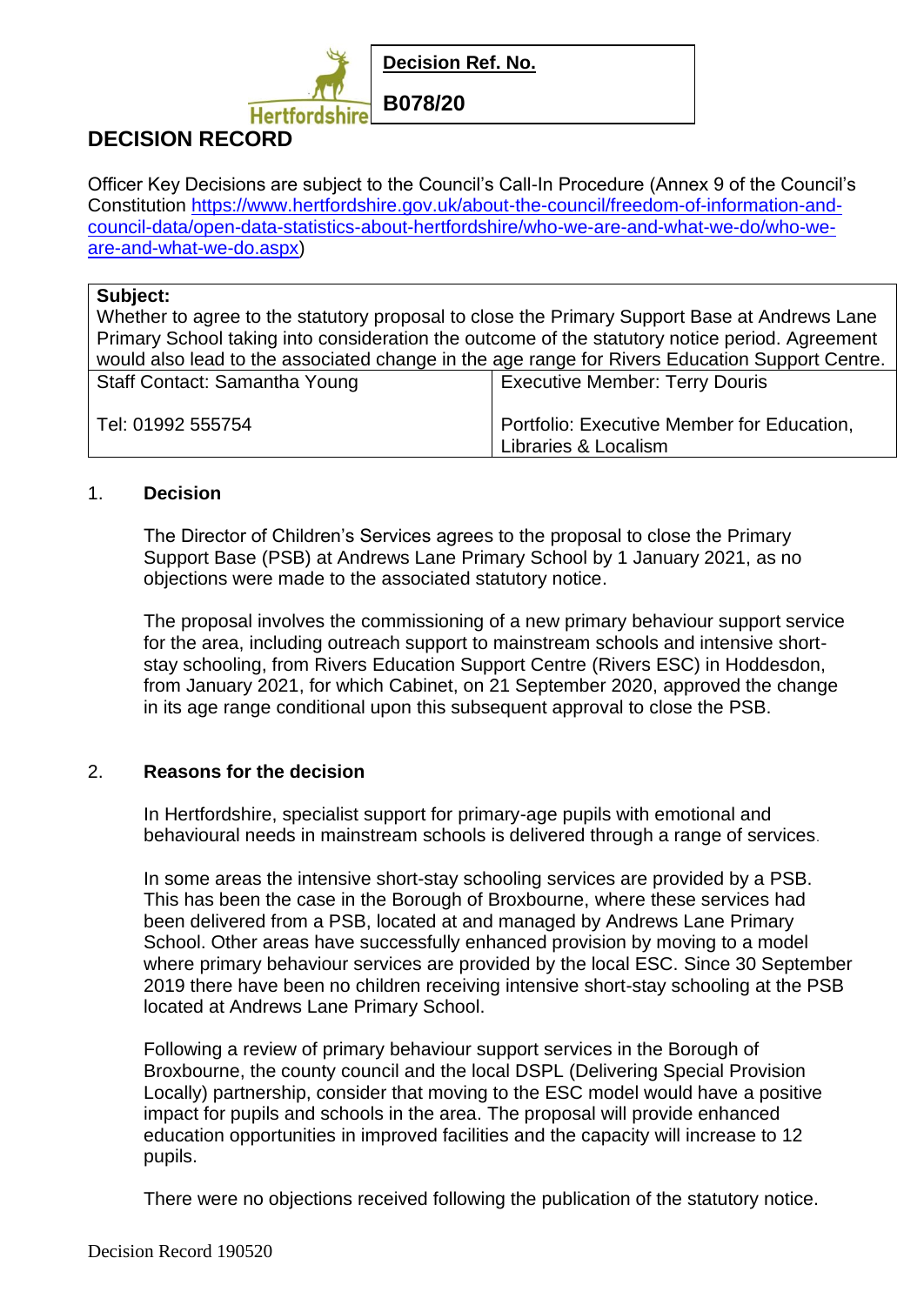| Decision Ref. No. |
| --- |
| B078/20 |

# DECISION RECORD

Officer Key Decisions are subject to the Council's Call-In Procedure (Annex 9 of the Council's Constitution https://www.hertfordshire.gov.uk/about-the-council/freedom-of-information-and-council-data/open-data-statistics-about-hertfordshire/who-we-are-and-what-we-do/who-we-are-and-what-we-do.aspx)

| **Subject:** Whether to agree to the statutory proposal to close the Primary Support Base at Andrews Lane Primary School taking into consideration the outcome of the statutory notice period. Agreement would also lead to the associated change in the age range for Rivers Education Support Centre. | |
| --- | --- |
| Staff Contact: Samantha Young<br><br>Tel: 01992 555754 | Executive Member: Terry Douris<br><br>Portfolio: Executive Member for Education, Libraries & Localism |

## 1. Decision

The Director of Children's Services agrees to the proposal to close the Primary Support Base (PSB) at Andrews Lane Primary School by 1 January 2021, as no objections were made to the associated statutory notice.

The proposal involves the commissioning of a new primary behaviour support service for the area, including outreach support to mainstream schools and intensive short-stay schooling, from Rivers Education Support Centre (Rivers ESC) in Hoddesdon, from January 2021, for which Cabinet, on 21 September 2020, approved the change in its age range conditional upon this subsequent approval to close the PSB.

## 2. Reasons for the decision

In Hertfordshire, specialist support for primary-age pupils with emotional and behavioural needs in mainstream schools is delivered through a range of services.

In some areas the intensive short-stay schooling services are provided by a PSB. This has been the case in the Borough of Broxbourne, where these services had been delivered from a PSB, located at and managed by Andrews Lane Primary School. Other areas have successfully enhanced provision by moving to a model where primary behaviour services are provided by the local ESC. Since 30 September 2019 there have been no children receiving intensive short-stay schooling at the PSB located at Andrews Lane Primary School.

Following a review of primary behaviour support services in the Borough of Broxbourne, the county council and the local DSPL (Delivering Special Provision Locally) partnership, consider that moving to the ESC model would have a positive impact for pupils and schools in the area. The proposal will provide enhanced education opportunities in improved facilities and the capacity will increase to 12 pupils.

There were no objections received following the publication of the statutory notice.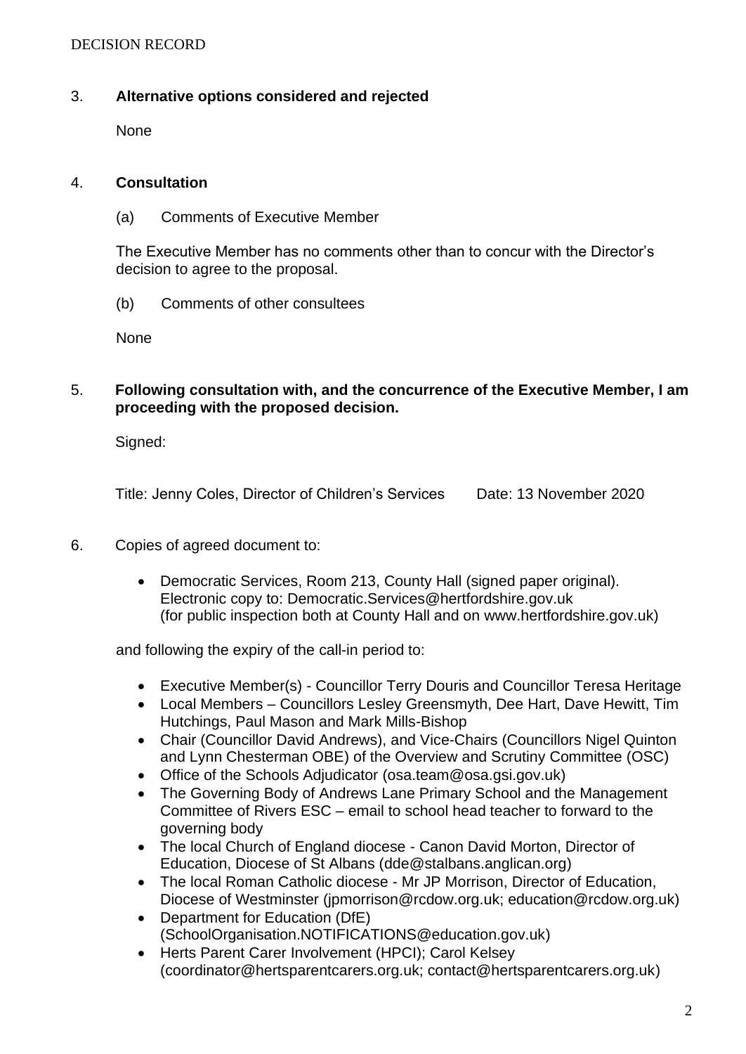DECISION RECORD

3. **Alternative options considered and rejected**

None

4. **Consultation**

(a) Comments of Executive Member

The Executive Member has no comments other than to concur with the Director's decision to agree to the proposal.

(b) Comments of other consultees

None

5. **Following consultation with, and the concurrence of the Executive Member, I am proceeding with the proposed decision.**

Signed:

Title: Jenny Coles, Director of Children's Services Date: 13 November 2020

6. Copies of agreed document to:

- Democratic Services, Room 213, County Hall (signed paper original). Electronic copy to: Democratic.Services@hertfordshire.gov.uk (for public inspection both at County Hall and on www.hertfordshire.gov.uk)

and following the expiry of the call-in period to:

- Executive Member(s) - Councillor Terry Douris and Councillor Teresa Heritage
- Local Members – Councillors Lesley Greensmyth, Dee Hart, Dave Hewitt, Tim Hutchings, Paul Mason and Mark Mills-Bishop
- Chair (Councillor David Andrews), and Vice-Chairs (Councillors Nigel Quinton and Lynn Chesterman OBE) of the Overview and Scrutiny Committee (OSC)
- Office of the Schools Adjudicator (osa.team@osa.gsi.gov.uk)
- The Governing Body of Andrews Lane Primary School and the Management Committee of Rivers ESC – email to school head teacher to forward to the governing body
- The local Church of England diocese - Canon David Morton, Director of Education, Diocese of St Albans (dde@stalbans.anglican.org)
- The local Roman Catholic diocese - Mr JP Morrison, Director of Education, Diocese of Westminster (jpmorrison@rcdow.org.uk; education@rcdow.org.uk)
- Department for Education (DfE) (SchoolOrganisation.NOTIFICATIONS@education.gov.uk)
- Herts Parent Carer Involvement (HPCI); Carol Kelsey (coordinator@hertsparentcarers.org.uk; contact@hertsparentcarers.org.uk)